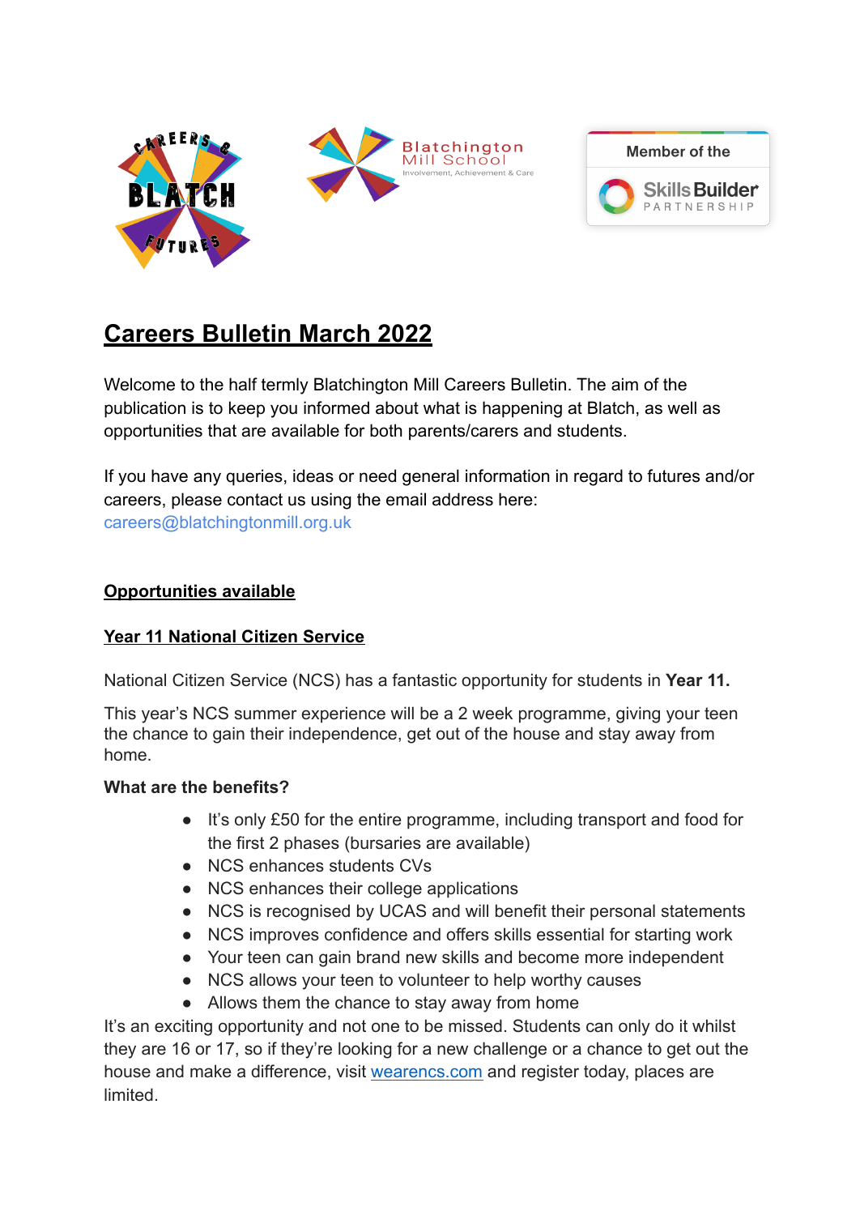# Careers Bulletin March 2022

Welcome to the half termly Blatchington Mill Careers Bulletin. The aim of the publication is to keep you informed about what is happening at Blatch, as well as opportunities that are available for both parents/carers and students.

If you have any queries, ideas or need general information in regard to futures and/or careers, please contact us using the email address here: careers@blatchingtonmill.org.uk

## Opportunities available

### Year 11 National Citizen Service

National Citizen Service (NCS) has a fantastic opportunity for students in **Year 11.**

This year's NCS summer experience will be a 2 week programme, giving your teen the chance to gain their independence, get out of the house and stay away from home.

**What are the benefits?**

- It's only £50 for the entire programme, including transport and food for the first 2 phases (bursaries are available)
- NCS enhances students CVs
- NCS enhances their college applications
- NCS is recognised by UCAS and will benefit their personal statements
- NCS improves confidence and offers skills essential for starting work
- Your teen can gain brand new skills and become more independent
- NCS allows your teen to volunteer to help worthy causes
- Allows them the chance to stay away from home

It's an exciting opportunity and not one to be missed. Students can only do it whilst they are 16 or 17, so if they're looking for a new challenge or a chance to get out the house and make a difference, visit wearencs.com and register today, places are limited.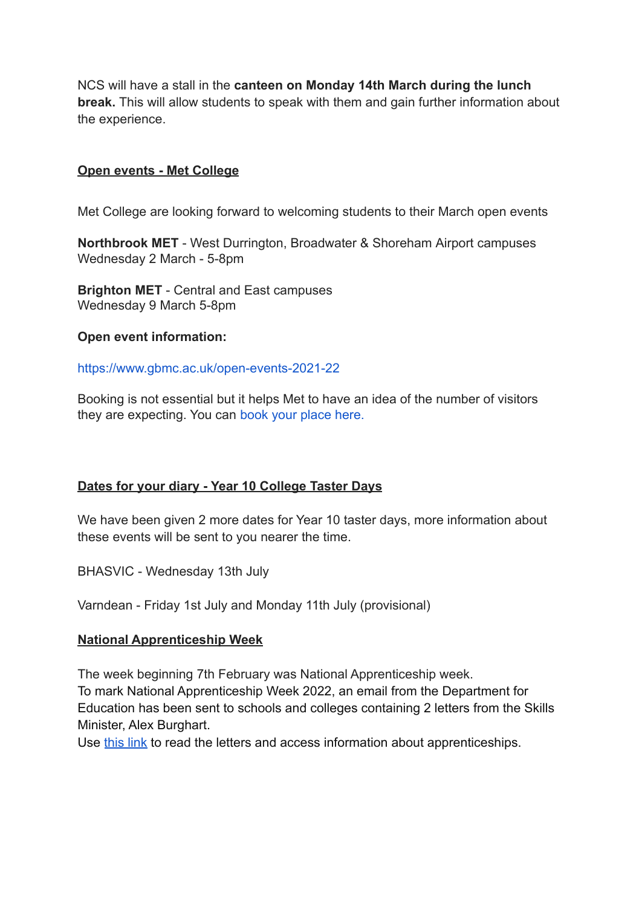NCS will have a stall in the **canteen on Monday 14th March during the lunch break.** This will allow students to speak with them and gain further information about the experience.

## Open events - Met College

Met College are looking forward to welcoming students to their March open events

**Northbrook MET** - West Durrington, Broadwater & Shoreham Airport campuses
Wednesday 2 March - 5-8pm

**Brighton MET** - Central and East campuses
Wednesday 9 March 5-8pm

**Open event information:**

https://www.gbmc.ac.uk/open-events-2021-22

Booking is not essential but it helps Met to have an idea of the number of visitors they are expecting. You can book your place here.

## Dates for your diary - Year 10 College Taster Days

We have been given 2 more dates for Year 10 taster days, more information about these events will be sent to you nearer the time.

BHASVIC - Wednesday 13th July

Varndean - Friday 1st July and Monday 11th July (provisional)

## National Apprenticeship Week

The week beginning 7th February was National Apprenticeship week.
To mark National Apprenticeship Week 2022, an email from the Department for Education has been sent to schools and colleges containing 2 letters from the Skills Minister, Alex Burghart.
Use this link to read the letters and access information about apprenticeships.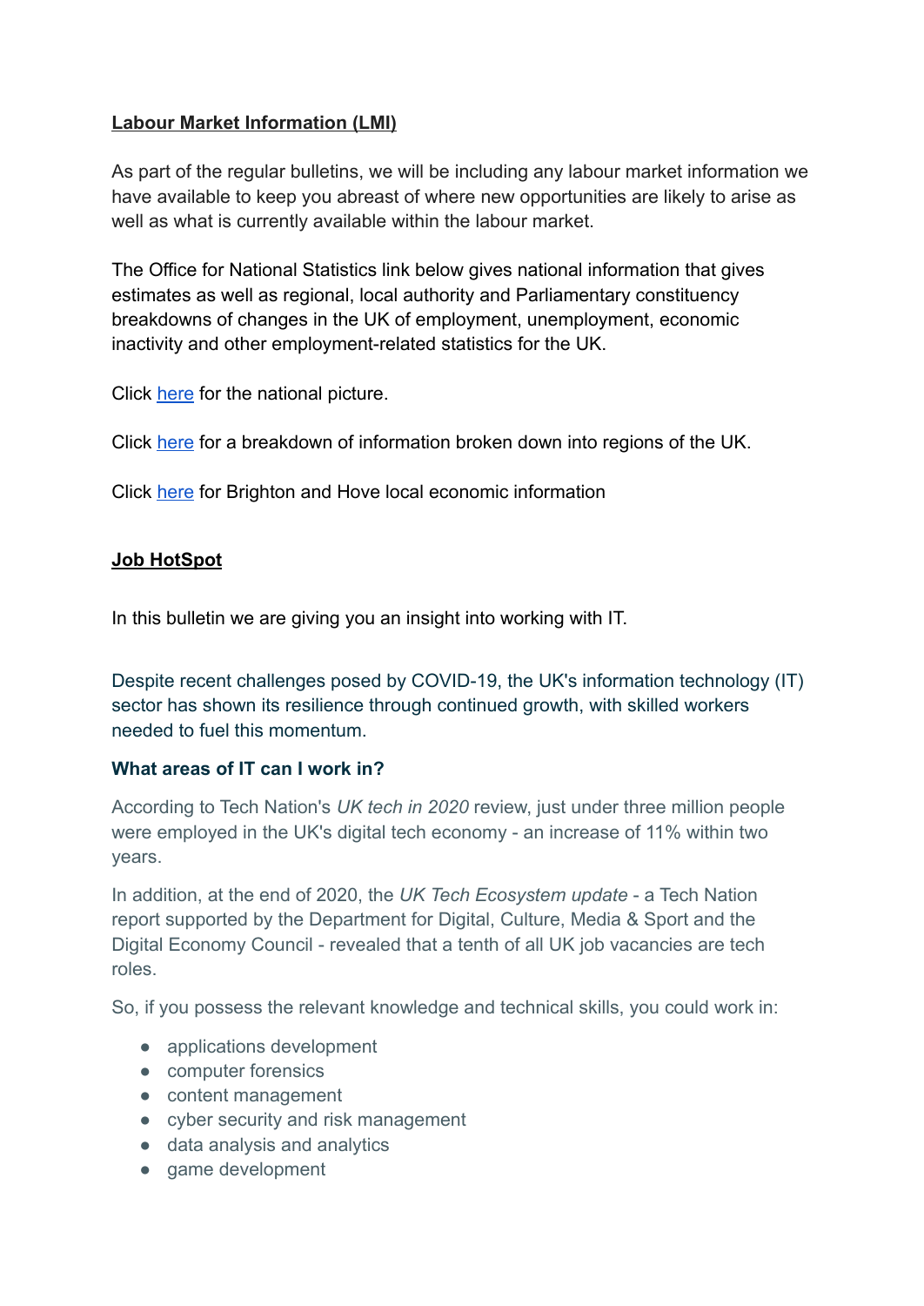**Labour Market Information (LMI)**

As part of the regular bulletins, we will be including any labour market information we have available to keep you abreast of where new opportunities are likely to arise as well as what is currently available within the labour market.

The Office for National Statistics link below gives national information that gives estimates as well as regional, local authority and Parliamentary constituency breakdowns of changes in the UK of employment, unemployment, economic inactivity and other employment-related statistics for the UK.

Click here for the national picture.

Click here for a breakdown of information broken down into regions of the UK.

Click here for Brighton and Hove local economic information

**Job HotSpot**

In this bulletin we are giving you an insight into working with IT.

Despite recent challenges posed by COVID-19, the UK's information technology (IT) sector has shown its resilience through continued growth, with skilled workers needed to fuel this momentum.

**What areas of IT can I work in?**

According to Tech Nation's *UK tech in 2020* review, just under three million people were employed in the UK's digital tech economy - an increase of 11% within two years.

In addition, at the end of 2020, the *UK Tech Ecosystem update* - a Tech Nation report supported by the Department for Digital, Culture, Media & Sport and the Digital Economy Council - revealed that a tenth of all UK job vacancies are tech roles.

So, if you possess the relevant knowledge and technical skills, you could work in:

- applications development
- computer forensics
- content management
- cyber security and risk management
- data analysis and analytics
- game development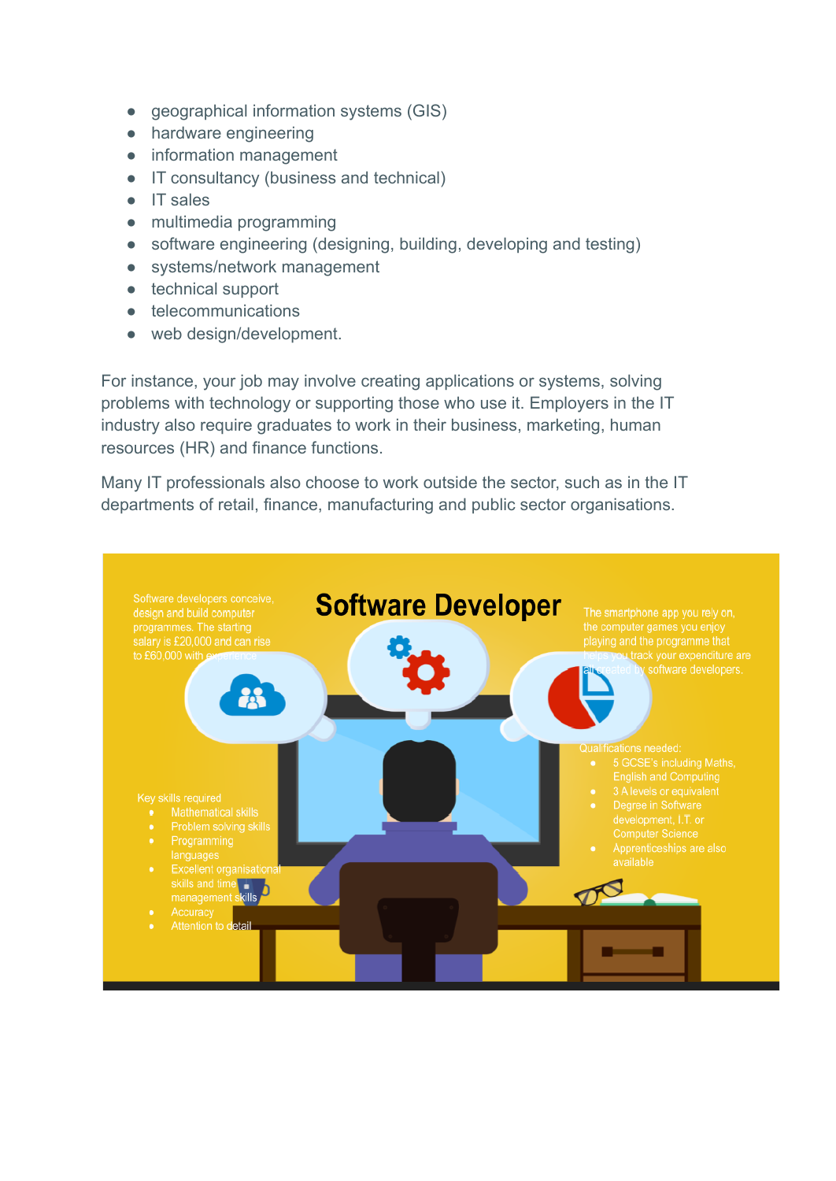- geographical information systems (GIS)
- hardware engineering
- information management
- IT consultancy (business and technical)
- IT sales
- multimedia programming
- software engineering (designing, building, developing and testing)
- systems/network management
- technical support
- telecommunications
- web design/development.

For instance, your job may involve creating applications or systems, solving problems with technology or supporting those who use it. Employers in the IT industry also require graduates to work in their business, marketing, human resources (HR) and finance functions.

Many IT professionals also choose to work outside the sector, such as in the IT departments of retail, finance, manufacturing and public sector organisations.

# Software Developer

Software developers conceive, design and build computer programmes. The starting salary is £20,000 and can rise to £60,000 with experience

The smartphone app you rely on, the computer games you enjoy playing and the programme that helps you track your expenditure are all created by software developers.

Key skills required
- Mathematical skills
- Problem solving skills
- Programming languages
- Excellent organisational skills and time management skills
- Accuracy
- Attention to detail

Qualifications needed:
- 5 GCSE's including Maths, English and Computing
- 3 A levels or equivalent
- Degree in Software development, I.T. or Computer Science
- Apprenticeships are also available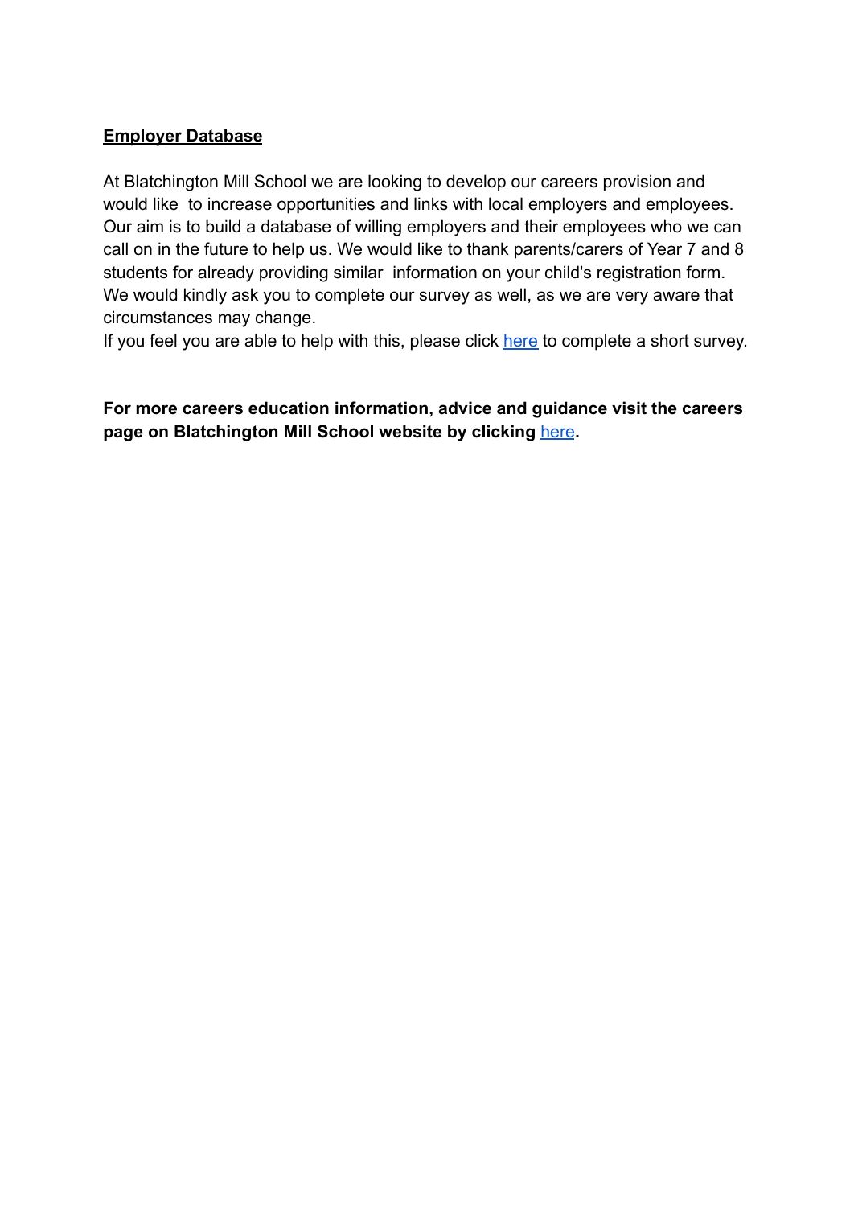**Employer Database**

At Blatchington Mill School we are looking to develop our careers provision and would like  to increase opportunities and links with local employers and employees. Our aim is to build a database of willing employers and their employees who we can call on in the future to help us. We would like to thank parents/carers of Year 7 and 8 students for already providing similar  information on your child's registration form. We would kindly ask you to complete our survey as well, as we are very aware that circumstances may change.
If you feel you are able to help with this, please click here to complete a short survey.

**For more careers education information, advice and guidance visit the careers page on Blatchington Mill School website by clicking here.**